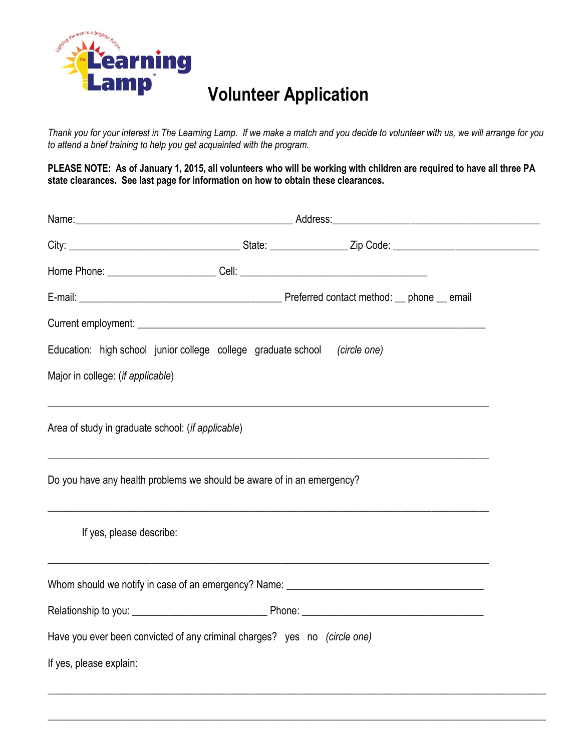# Volunteer Application

*Thank you for your interest in The Learning Lamp. If we make a match and you decide to volunteer with us, we will arrange for you to attend a brief training to help you get acquainted with the program.*

**PLEASE NOTE: As of January 1, 2015, all volunteers who will be working with children are required to have all three PA state clearances. See last page for information on how to obtain these clearances.**

Name:________________________________________ Address:________________________________________

City: _______________________________ State: ______________ Zip Code: ___________________________

Home Phone: ____________________ Cell: __________________________________

E-mail: _____________________________________ Preferred contact method: __ phone __ email

Current employment: ________________________________________________________________

Education: high school junior college college graduate school *(circle one)*

Major in college: (*if applicable*)

________________________________________________________________________________

Area of study in graduate school: (*if applicable*)

________________________________________________________________________________

Do you have any health problems we should be aware of in an emergency?

________________________________________________________________________________

If yes, please describe:

________________________________________________________________________________

Whom should we notify in case of an emergency? Name: ____________________________________

Relationship to you: ________________________ Phone: _________________________________

Have you ever been convicted of any criminal charges? yes no *(circle one)*

If yes, please explain:

________________________________________________________________________________

________________________________________________________________________________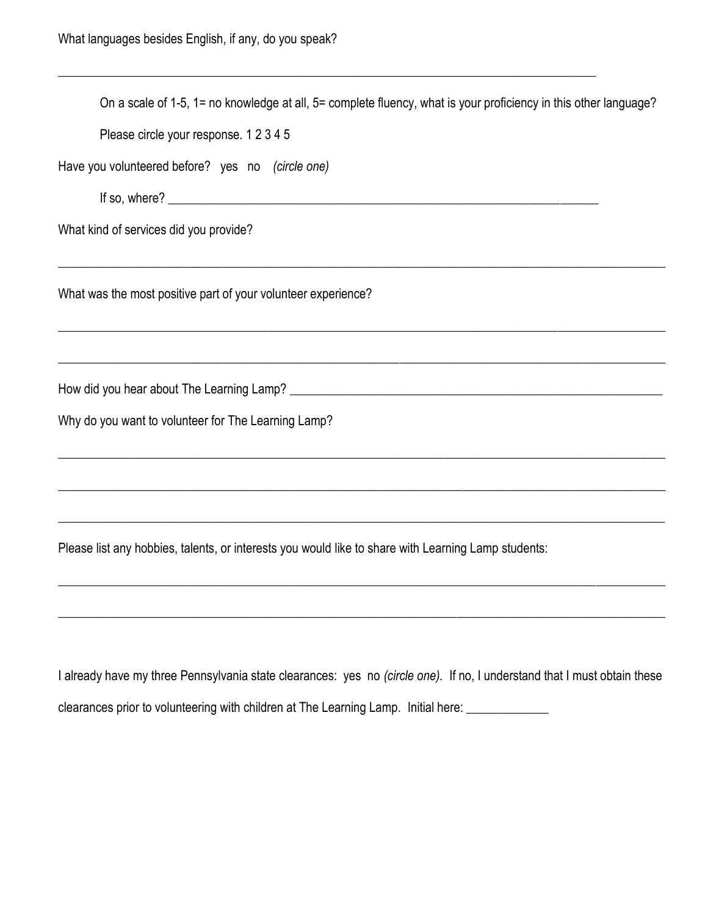What languages besides English, if any, do you speak?

__________________________________________________________________________________

On a scale of 1-5, 1= no knowledge at all, 5= complete fluency, what is your proficiency in this other language?

Please circle your response. 1 2 3 4 5

Have you volunteered before? yes no *(circle one)*

If so, where? ________________________________________________________________

What kind of services did you provide?

__________________________________________________________________________________

What was the most positive part of your volunteer experience?

__________________________________________________________________________________

__________________________________________________________________________________

How did you hear about The Learning Lamp? ________________________________________________

Why do you want to volunteer for The Learning Lamp?

__________________________________________________________________________________

__________________________________________________________________________________

__________________________________________________________________________________

Please list any hobbies, talents, or interests you would like to share with Learning Lamp students:

__________________________________________________________________________________

__________________________________________________________________________________

I already have my three Pennsylvania state clearances: yes no *(circle one)*. If no, I understand that I must obtain these clearances prior to volunteering with children at The Learning Lamp. Initial here: ____________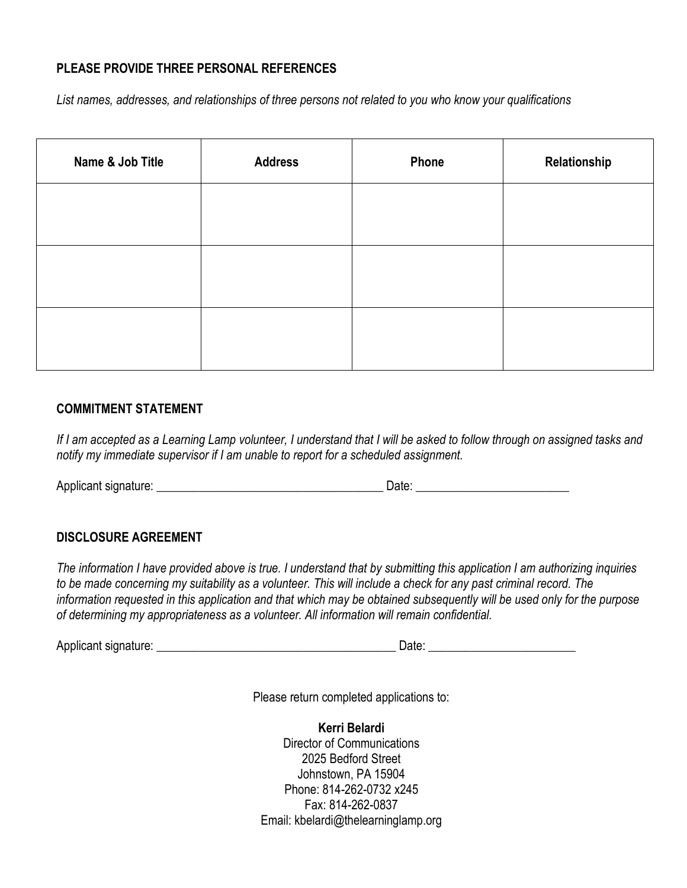**PLEASE PROVIDE THREE PERSONAL REFERENCES**

*List names, addresses, and relationships of three persons not related to you who know your qualifications*

| Name & Job Title | Address | Phone | Relationship |
|---|---|---|---|
| | | | |
| | | | |
| | | | |

**COMMITMENT STATEMENT**

*If I am accepted as a Learning Lamp volunteer, I understand that I will be asked to follow through on assigned tasks and notify my immediate supervisor if I am unable to report for a scheduled assignment.*

Applicant signature: ______________________________________ Date: _________________________

**DISCLOSURE AGREEMENT**

*The information I have provided above is true. I understand that by submitting this application I am authorizing inquiries to be made concerning my suitability as a volunteer. This will include a check for any past criminal record. The information requested in this application and that which may be obtained subsequently will be used only for the purpose of determining my appropriateness as a volunteer. All information will remain confidential.*

Applicant signature: ________________________________________ Date: ________________________

Please return completed applications to:

**Kerri Belardi**
Director of Communications
2025 Bedford Street
Johnstown, PA 15904
Phone: 814-262-0732 x245
Fax: 814-262-0837
Email: kbelardi@thelearninglamp.org